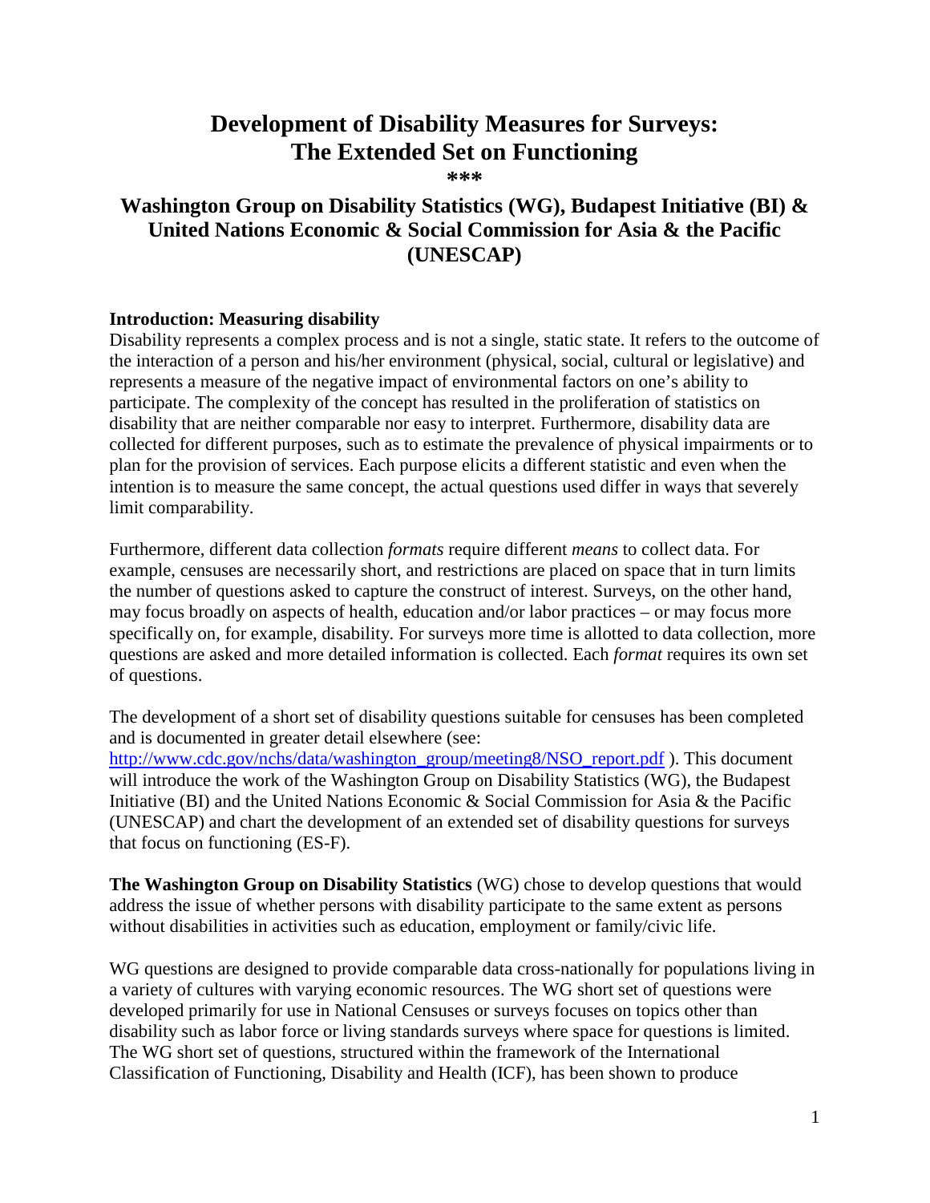# Development of Disability Measures for Surveys: The Extended Set on Functioning

***

## Washington Group on Disability Statistics (WG), Budapest Initiative (BI) & United Nations Economic & Social Commission for Asia & the Pacific (UNESCAP)

**Introduction: Measuring disability**

Disability represents a complex process and is not a single, static state. It refers to the outcome of the interaction of a person and his/her environment (physical, social, cultural or legislative) and represents a measure of the negative impact of environmental factors on one's ability to participate. The complexity of the concept has resulted in the proliferation of statistics on disability that are neither comparable nor easy to interpret. Furthermore, disability data are collected for different purposes, such as to estimate the prevalence of physical impairments or to plan for the provision of services. Each purpose elicits a different statistic and even when the intention is to measure the same concept, the actual questions used differ in ways that severely limit comparability.

Furthermore, different data collection *formats* require different *means* to collect data. For example, censuses are necessarily short, and restrictions are placed on space that in turn limits the number of questions asked to capture the construct of interest. Surveys, on the other hand, may focus broadly on aspects of health, education and/or labor practices – or may focus more specifically on, for example, disability. For surveys more time is allotted to data collection, more questions are asked and more detailed information is collected. Each *format* requires its own set of questions.

The development of a short set of disability questions suitable for censuses has been completed and is documented in greater detail elsewhere (see: [http://www.cdc.gov/nchs/data/washington_group/meeting8/NSO_report.pdf](http://www.cdc.gov/nchs/data/washington_group/meeting8/NSO_report.pdf) ). This document will introduce the work of the Washington Group on Disability Statistics (WG), the Budapest Initiative (BI) and the United Nations Economic & Social Commission for Asia & the Pacific (UNESCAP) and chart the development of an extended set of disability questions for surveys that focus on functioning (ES-F).

**The Washington Group on Disability Statistics** (WG) chose to develop questions that would address the issue of whether persons with disability participate to the same extent as persons without disabilities in activities such as education, employment or family/civic life.

WG questions are designed to provide comparable data cross-nationally for populations living in a variety of cultures with varying economic resources. The WG short set of questions were developed primarily for use in National Censuses or surveys focuses on topics other than disability such as labor force or living standards surveys where space for questions is limited. The WG short set of questions, structured within the framework of the International Classification of Functioning, Disability and Health (ICF), has been shown to produce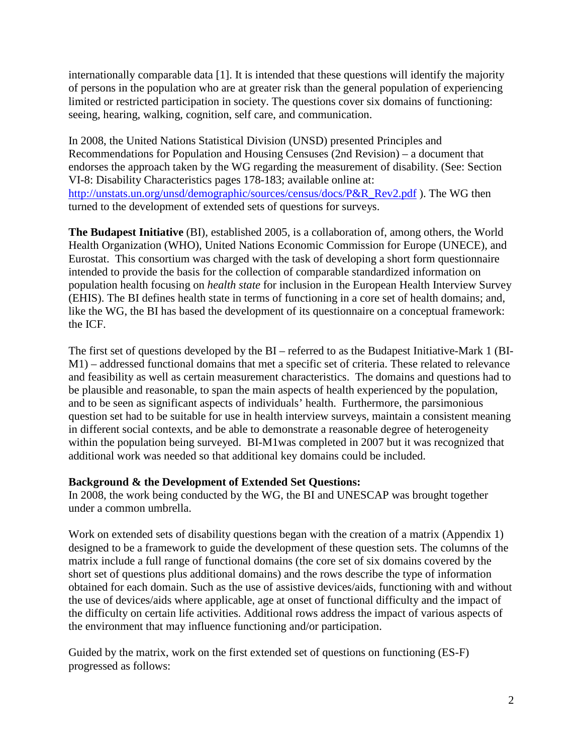internationally comparable data [1]. It is intended that these questions will identify the majority of persons in the population who are at greater risk than the general population of experiencing limited or restricted participation in society. The questions cover six domains of functioning: seeing, hearing, walking, cognition, self care, and communication.

In 2008, the United Nations Statistical Division (UNSD) presented Principles and Recommendations for Population and Housing Censuses (2nd Revision) – a document that endorses the approach taken by the WG regarding the measurement of disability. (See: Section VI-8: Disability Characteristics pages 178-183; available online at: http://unstats.un.org/unsd/demographic/sources/census/docs/P&R_Rev2.pdf ). The WG then turned to the development of extended sets of questions for surveys.

**The Budapest Initiative** (BI), established 2005, is a collaboration of, among others, the World Health Organization (WHO), United Nations Economic Commission for Europe (UNECE), and Eurostat. This consortium was charged with the task of developing a short form questionnaire intended to provide the basis for the collection of comparable standardized information on population health focusing on *health state* for inclusion in the European Health Interview Survey (EHIS). The BI defines health state in terms of functioning in a core set of health domains; and, like the WG, the BI has based the development of its questionnaire on a conceptual framework: the ICF.

The first set of questions developed by the BI – referred to as the Budapest Initiative-Mark 1 (BI-M1) – addressed functional domains that met a specific set of criteria. These related to relevance and feasibility as well as certain measurement characteristics. The domains and questions had to be plausible and reasonable, to span the main aspects of health experienced by the population, and to be seen as significant aspects of individuals' health. Furthermore, the parsimonious question set had to be suitable for use in health interview surveys, maintain a consistent meaning in different social contexts, and be able to demonstrate a reasonable degree of heterogeneity within the population being surveyed. BI-M1was completed in 2007 but it was recognized that additional work was needed so that additional key domains could be included.

**Background & the Development of Extended Set Questions:**

In 2008, the work being conducted by the WG, the BI and UNESCAP was brought together under a common umbrella.

Work on extended sets of disability questions began with the creation of a matrix (Appendix 1) designed to be a framework to guide the development of these question sets. The columns of the matrix include a full range of functional domains (the core set of six domains covered by the short set of questions plus additional domains) and the rows describe the type of information obtained for each domain. Such as the use of assistive devices/aids, functioning with and without the use of devices/aids where applicable, age at onset of functional difficulty and the impact of the difficulty on certain life activities. Additional rows address the impact of various aspects of the environment that may influence functioning and/or participation.

Guided by the matrix, work on the first extended set of questions on functioning (ES-F) progressed as follows: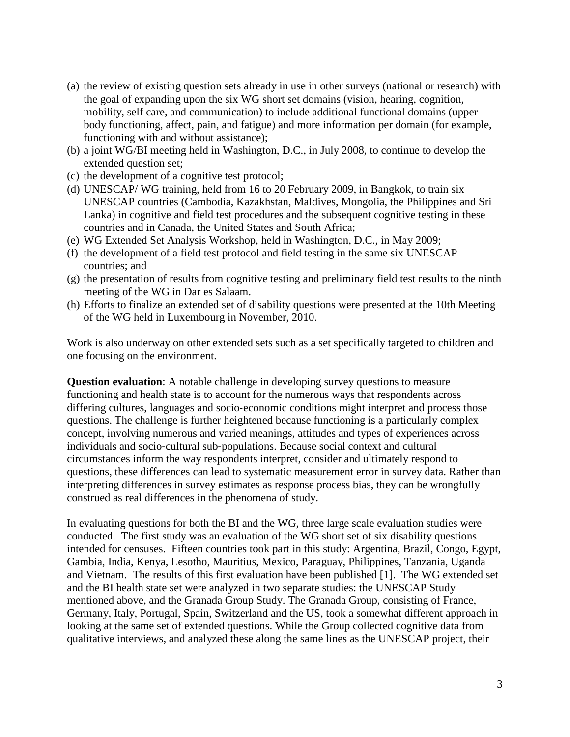(a) the review of existing question sets already in use in other surveys (national or research) with the goal of expanding upon the six WG short set domains (vision, hearing, cognition, mobility, self care, and communication) to include additional functional domains (upper body functioning, affect, pain, and fatigue) and more information per domain (for example, functioning with and without assistance);
(b) a joint WG/BI meeting held in Washington, D.C., in July 2008, to continue to develop the extended question set;
(c) the development of a cognitive test protocol;
(d) UNESCAP/ WG training, held from 16 to 20 February 2009, in Bangkok, to train six UNESCAP countries (Cambodia, Kazakhstan, Maldives, Mongolia, the Philippines and Sri Lanka) in cognitive and field test procedures and the subsequent cognitive testing in these countries and in Canada, the United States and South Africa;
(e) WG Extended Set Analysis Workshop, held in Washington, D.C., in May 2009;
(f) the development of a field test protocol and field testing in the same six UNESCAP countries; and
(g) the presentation of results from cognitive testing and preliminary field test results to the ninth meeting of the WG in Dar es Salaam.
(h) Efforts to finalize an extended set of disability questions were presented at the 10th Meeting of the WG held in Luxembourg in November, 2010.

Work is also underway on other extended sets such as a set specifically targeted to children and one focusing on the environment.

**Question evaluation**: A notable challenge in developing survey questions to measure functioning and health state is to account for the numerous ways that respondents across differing cultures, languages and socio-economic conditions might interpret and process those questions. The challenge is further heightened because functioning is a particularly complex concept, involving numerous and varied meanings, attitudes and types of experiences across individuals and socio-cultural sub-populations. Because social context and cultural circumstances inform the way respondents interpret, consider and ultimately respond to questions, these differences can lead to systematic measurement error in survey data. Rather than interpreting differences in survey estimates as response process bias, they can be wrongfully construed as real differences in the phenomena of study.

In evaluating questions for both the BI and the WG, three large scale evaluation studies were conducted. The first study was an evaluation of the WG short set of six disability questions intended for censuses. Fifteen countries took part in this study: Argentina, Brazil, Congo, Egypt, Gambia, India, Kenya, Lesotho, Mauritius, Mexico, Paraguay, Philippines, Tanzania, Uganda and Vietnam. The results of this first evaluation have been published [1]. The WG extended set and the BI health state set were analyzed in two separate studies: the UNESCAP Study mentioned above, and the Granada Group Study. The Granada Group, consisting of France, Germany, Italy, Portugal, Spain, Switzerland and the US, took a somewhat different approach in looking at the same set of extended questions. While the Group collected cognitive data from qualitative interviews, and analyzed these along the same lines as the UNESCAP project, their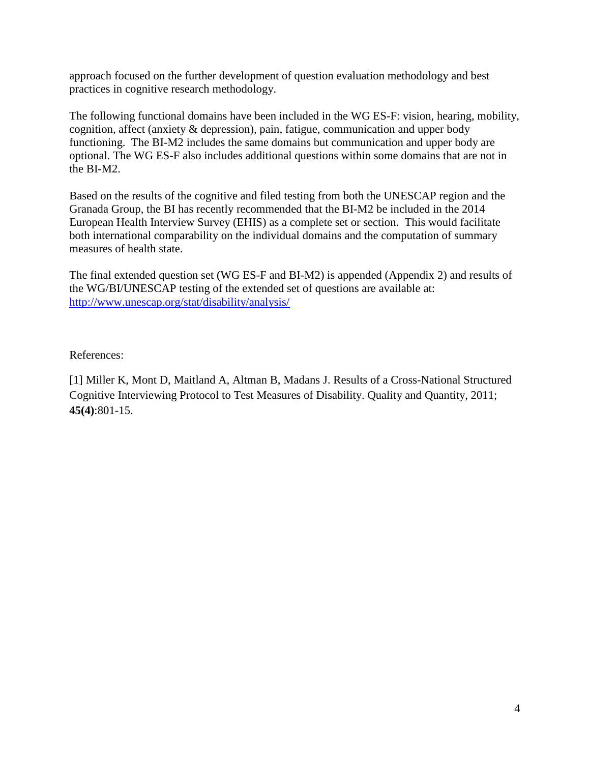approach focused on the further development of question evaluation methodology and best practices in cognitive research methodology.

The following functional domains have been included in the WG ES-F: vision, hearing, mobility, cognition, affect (anxiety & depression), pain, fatigue, communication and upper body functioning. The BI-M2 includes the same domains but communication and upper body are optional. The WG ES-F also includes additional questions within some domains that are not in the BI-M2.

Based on the results of the cognitive and filed testing from both the UNESCAP region and the Granada Group, the BI has recently recommended that the BI-M2 be included in the 2014 European Health Interview Survey (EHIS) as a complete set or section. This would facilitate both international comparability on the individual domains and the computation of summary measures of health state.

The final extended question set (WG ES-F and BI-M2) is appended (Appendix 2) and results of the WG/BI/UNESCAP testing of the extended set of questions are available at: [http://www.unescap.org/stat/disability/analysis/](http://www.unescap.org/stat/disability/analysis/)

References:

[1] Miller K, Mont D, Maitland A, Altman B, Madans J. Results of a Cross-National Structured Cognitive Interviewing Protocol to Test Measures of Disability. Quality and Quantity, 2011; **45(4)**:801-15.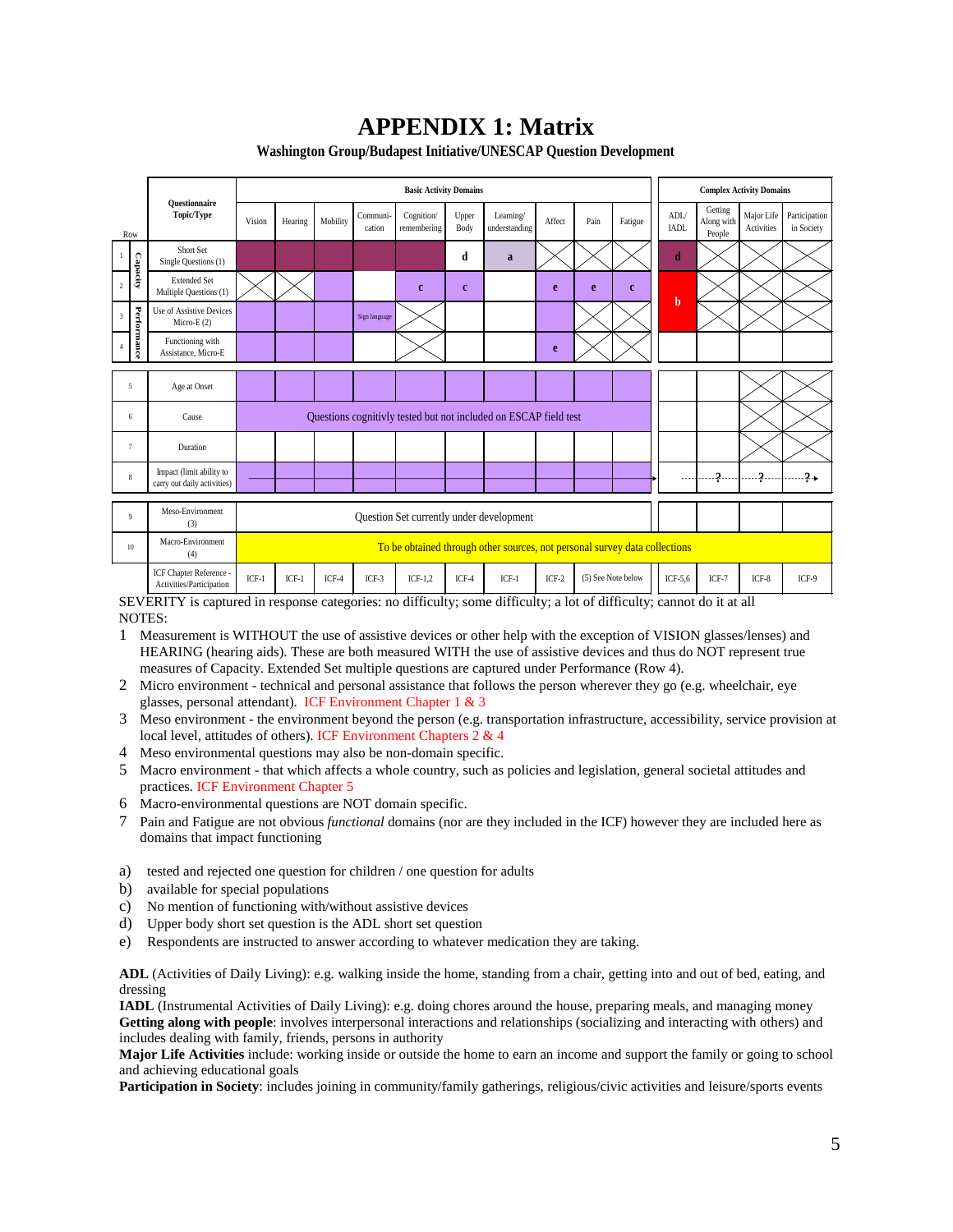# APPENDIX 1: Matrix

**Washington Group/Budapest Initiative/UNESCAP Question Development**

| Row | | Questionnaire Topic/Type | Basic Activity Domains | | | | | | | | | | Complex Activity Domains | | | |
|---|---|---|---|---|---|---|---|---|---|---|---|---|---|---|---|---|
| | | | Vision | Hearing | Mobility | Communi-cation | Cognition/ remembering | Upper Body | Learning/ understanding | Affect | Pain | Fatigue | ADL/ IADL | Getting Along with People | Major Life Activities | Participation in Society |
| 1 | Capacity | Short Set Single Questions (1) | | | | | | d | a | X | X | X | d | X | X | X |
| 2 | Capacity | Extended Set Multiple Questions (1) | X | X | | | c | c | | e | e | c | b | X | X | X |
| 3 | Performance | Use of Assistive Devices Micro-E (2) | | | | Sign language | X | | | | X | X | b | X | X | X |
| 4 | Performance | Functioning with Assistance, Micro-E | | | | | X | | | e | X | X | | | | |
| 5 | | Age at Onset | | | | | | | | | | | | | X | X |
| 6 | | Cause | Questions cognitivly tested but not included on ESCAP field test | | | | | | | | | | | | X | X |
| 7 | | Duration | | | | | | | | | | | | | X | X |
| 8 | | Impact (limit ability to carry out daily activities) | → | | | | | | | | | | | ? | ? | ? |
| 9 | | Meso-Environment (3) | Question Set currently under development | | | | | | | | | | | | | |
| 10 | | Macro-Environment (4) | To be obtained through other sources, not personal survey data collections | | | | | | | | | | | | | |
| | | ICF Chapter Reference - Activities/Participation | ICF-1 | ICF-1 | ICF-4 | ICF-3 | ICF-1,2 | ICF-4 | ICF-1 | ICF-2 | (5) See Note below | | ICF-5,6 | ICF-7 | ICF-8 | ICF-9 |

SEVERITY is captured in response categories: no difficulty; some difficulty; a lot of difficulty; cannot do it at all

NOTES:

1. Measurement is WITHOUT the use of assistive devices or other help with the exception of VISION glasses/lenses) and HEARING (hearing aids). These are both measured WITH the use of assistive devices and thus do NOT represent true measures of Capacity. Extended Set multiple questions are captured under Performance (Row 4).
2. Micro environment - technical and personal assistance that follows the person wherever they go (e.g. wheelchair, eye glasses, personal attendant). ICF Environment Chapter 1 & 3
3. Meso environment - the environment beyond the person (e.g. transportation infrastructure, accessibility, service provision at local level, attitudes of others). ICF Environment Chapters 2 & 4
4. Meso environmental questions may also be non-domain specific.
5. Macro environment - that which affects a whole country, such as policies and legislation, general societal attitudes and practices. ICF Environment Chapter 5
6. Macro-environmental questions are NOT domain specific.
7. Pain and Fatigue are not obvious *functional* domains (nor are they included in the ICF) however they are included here as domains that impact functioning

a) tested and rejected one question for children / one question for adults
b) available for special populations
c) No mention of functioning with/without assistive devices
d) Upper body short set question is the ADL short set question
e) Respondents are instructed to answer according to whatever medication they are taking.

**ADL** (Activities of Daily Living): e.g. walking inside the home, standing from a chair, getting into and out of bed, eating, and dressing

**IADL** (Instrumental Activities of Daily Living): e.g. doing chores around the house, preparing meals, and managing money

**Getting along with people**: involves interpersonal interactions and relationships (socializing and interacting with others) and includes dealing with family, friends, persons in authority

**Major Life Activities** include: working inside or outside the home to earn an income and support the family or going to school and achieving educational goals

**Participation in Society**: includes joining in community/family gatherings, religious/civic activities and leisure/sports events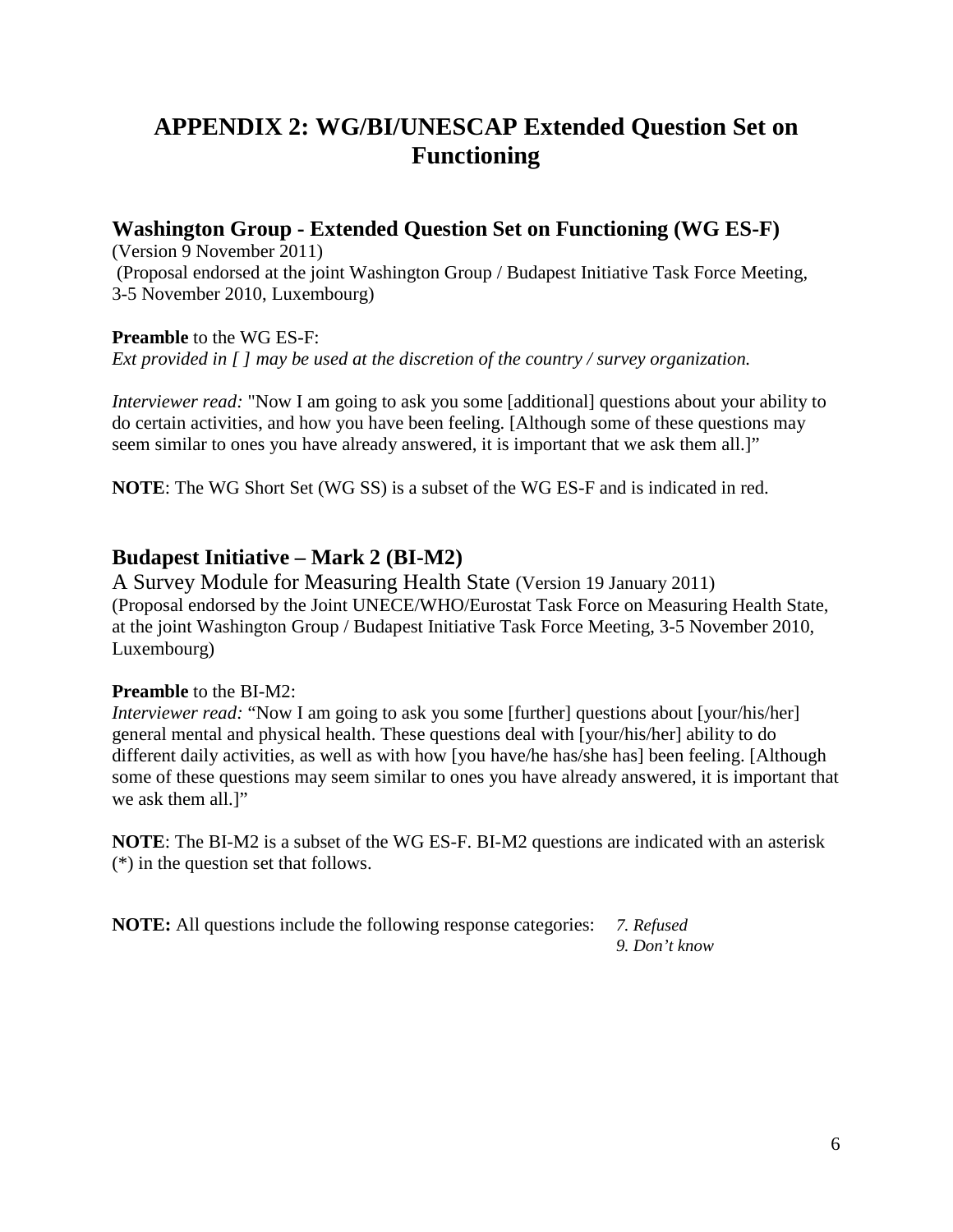# APPENDIX 2: WG/BI/UNESCAP Extended Question Set on Functioning

## Washington Group - Extended Question Set on Functioning (WG ES-F)

(Version 9 November 2011)
(Proposal endorsed at the joint Washington Group / Budapest Initiative Task Force Meeting, 3-5 November 2010, Luxembourg)

**Preamble** to the WG ES-F:
*Ext provided in [ ] may be used at the discretion of the country / survey organization.*

*Interviewer read:* "Now I am going to ask you some [additional] questions about your ability to do certain activities, and how you have been feeling. [Although some of these questions may seem similar to ones you have already answered, it is important that we ask them all.]"

**NOTE**: The WG Short Set (WG SS) is a subset of the WG ES-F and is indicated in red.

## Budapest Initiative – Mark 2 (BI-M2)

A Survey Module for Measuring Health State (Version 19 January 2011)
(Proposal endorsed by the Joint UNECE/WHO/Eurostat Task Force on Measuring Health State, at the joint Washington Group / Budapest Initiative Task Force Meeting, 3-5 November 2010, Luxembourg)

**Preamble** to the BI-M2:
*Interviewer read:* "Now I am going to ask you some [further] questions about [your/his/her] general mental and physical health. These questions deal with [your/his/her] ability to do different daily activities, as well as with how [you have/he has/she has] been feeling. [Although some of these questions may seem similar to ones you have already answered, it is important that we ask them all.]"

**NOTE**: The BI-M2 is a subset of the WG ES-F. BI-M2 questions are indicated with an asterisk (*) in the question set that follows.

**NOTE:** All questions include the following response categories: *7. Refused*
*9. Don't know*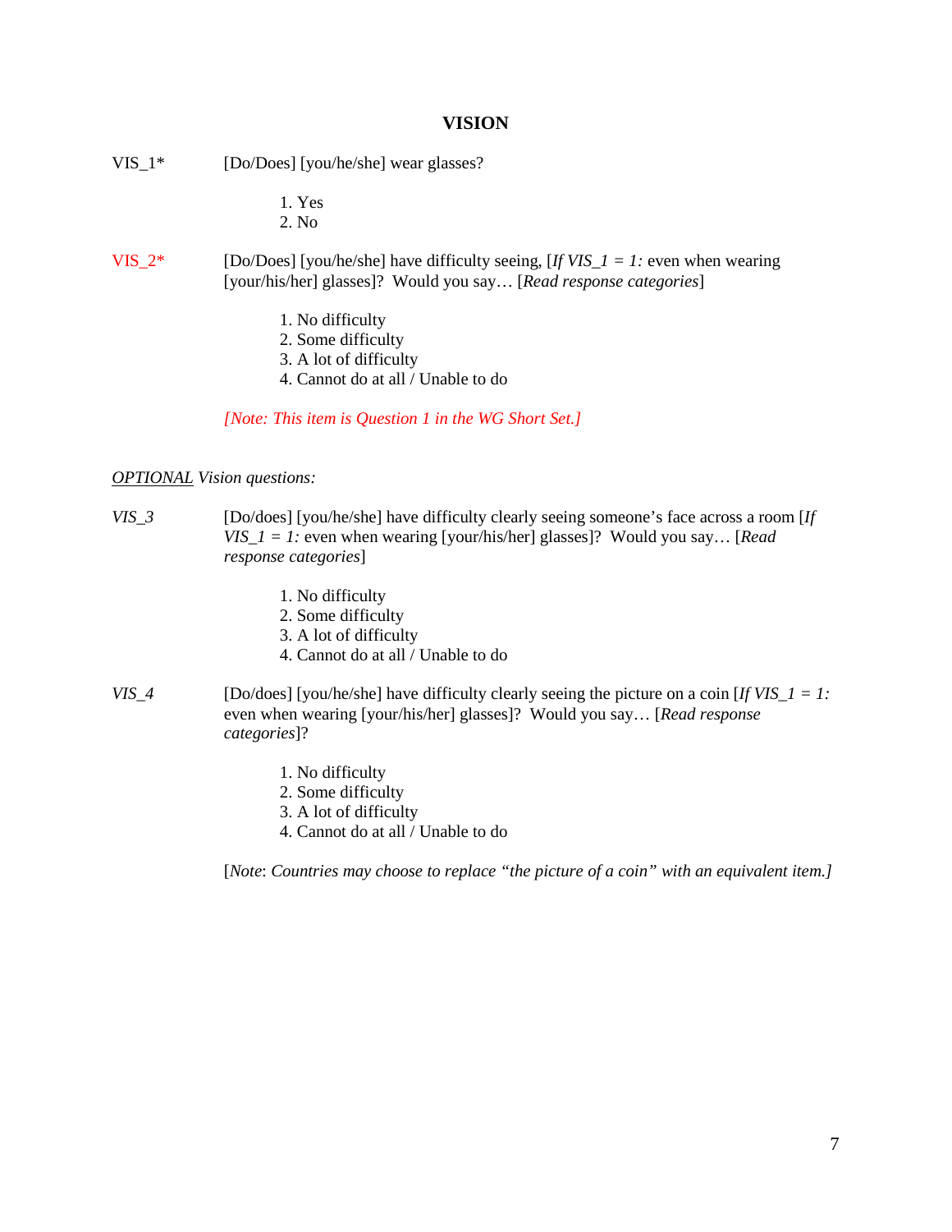# VISION

VIS_1* [Do/Does] [you/he/she] wear glasses?

1. Yes
2. No

VIS_2* [Do/Does] [you/he/she] have difficulty seeing, [*If VIS_1 = 1:* even when wearing [your/his/her] glasses]? Would you say… [*Read response categories*]

1. No difficulty
2. Some difficulty
3. A lot of difficulty
4. Cannot do at all / Unable to do

*[Note: This item is Question 1 in the WG Short Set.]*

*__OPTIONAL__ Vision questions:*

*VIS_3* [Do/does] [you/he/she] have difficulty clearly seeing someone's face across a room [*If VIS_1 = 1:* even when wearing [your/his/her] glasses]? Would you say… [*Read response categories*]

1. No difficulty
2. Some difficulty
3. A lot of difficulty
4. Cannot do at all / Unable to do

*VIS_4* [Do/does] [you/he/she] have difficulty clearly seeing the picture on a coin [*If VIS_1 = 1:* even when wearing [your/his/her] glasses]? Would you say… [*Read response categories*]?

1. No difficulty
2. Some difficulty
3. A lot of difficulty
4. Cannot do at all / Unable to do

[*Note*: *Countries may choose to replace "the picture of a coin" with an equivalent item.]*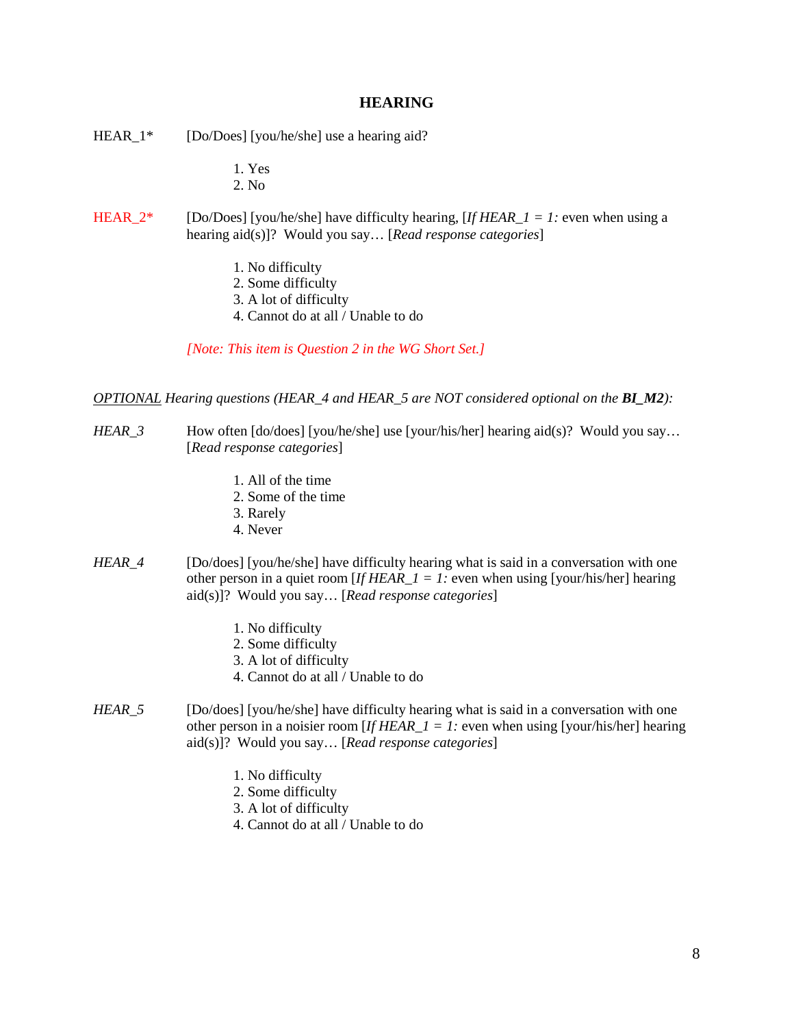# HEARING

HEAR_1* [Do/Does] [you/he/she] use a hearing aid?

1. Yes
2. No

HEAR_2* [Do/Does] [you/he/she] have difficulty hearing, [*If HEAR_1 = 1:* even when using a hearing aid(s)]? Would you say… [*Read response categories*]

1. No difficulty
2. Some difficulty
3. A lot of difficulty
4. Cannot do at all / Unable to do

*[Note: This item is Question 2 in the WG Short Set.]*

*<u>OPTIONAL</u> Hearing questions (HEAR_4 and HEAR_5 are NOT considered optional on the **BI_M2**):*

*HEAR_3* How often [do/does] [you/he/she] use [your/his/her] hearing aid(s)? Would you say… [*Read response categories*]

1. All of the time
2. Some of the time
3. Rarely
4. Never

*HEAR_4* [Do/does] [you/he/she] have difficulty hearing what is said in a conversation with one other person in a quiet room [*If HEAR_1 = 1:* even when using [your/his/her] hearing aid(s)]? Would you say… [*Read response categories*]

1. No difficulty
2. Some difficulty
3. A lot of difficulty
4. Cannot do at all / Unable to do

*HEAR_5* [Do/does] [you/he/she] have difficulty hearing what is said in a conversation with one other person in a noisier room [*If HEAR_1 = 1:* even when using [your/his/her] hearing aid(s)]? Would you say… [*Read response categories*]

1. No difficulty
2. Some difficulty
3. A lot of difficulty
4. Cannot do at all / Unable to do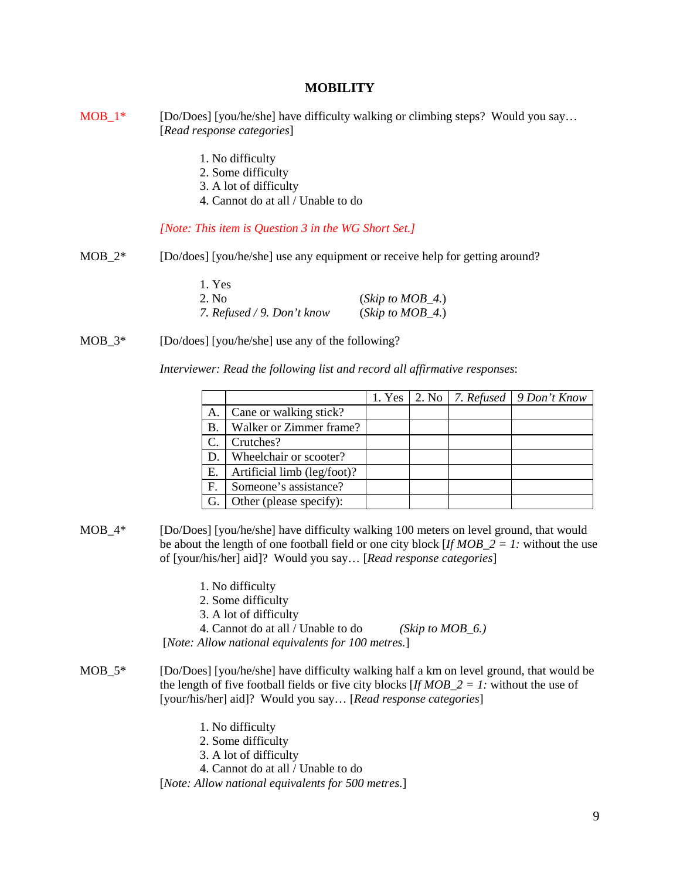# MOBILITY

MOB_1* [Do/Does] [you/he/she] have difficulty walking or climbing steps? Would you say… [*Read response categories*]

1. No difficulty
2. Some difficulty
3. A lot of difficulty
4. Cannot do at all / Unable to do

*[Note: This item is Question 3 in the WG Short Set.]*

MOB_2* [Do/does] [you/he/she] use any equipment or receive help for getting around?

1. Yes
2. No (*Skip to MOB_4.*)

*7. Refused / 9. Don't know* (*Skip to MOB_4.*)

MOB_3* [Do/does] [you/he/she] use any of the following?

*Interviewer: Read the following list and record all affirmative responses*:

| | | 1. Yes | 2. No | *7. Refused* | *9 Don't Know* |
|---|---|---|---|---|---|
| A. | Cane or walking stick? | | | | |
| B. | Walker or Zimmer frame? | | | | |
| C. | Crutches? | | | | |
| D. | Wheelchair or scooter? | | | | |
| E. | Artificial limb (leg/foot)? | | | | |
| F. | Someone's assistance? | | | | |
| G. | Other (please specify): | | | | |

MOB_4* [Do/Does] [you/he/she] have difficulty walking 100 meters on level ground, that would be about the length of one football field or one city block [*If MOB_2 = 1:* without the use of [your/his/her] aid]? Would you say… [*Read response categories*]

1. No difficulty
2. Some difficulty
3. A lot of difficulty
4. Cannot do at all / Unable to do *(Skip to MOB_6.)*

[*Note: Allow national equivalents for 100 metres.*]

MOB_5* [Do/Does] [you/he/she] have difficulty walking half a km on level ground, that would be the length of five football fields or five city blocks [*If MOB_2 = 1:* without the use of [your/his/her] aid]? Would you say… [*Read response categories*]

1. No difficulty
2. Some difficulty
3. A lot of difficulty
4. Cannot do at all / Unable to do

[*Note: Allow national equivalents for 500 metres.*]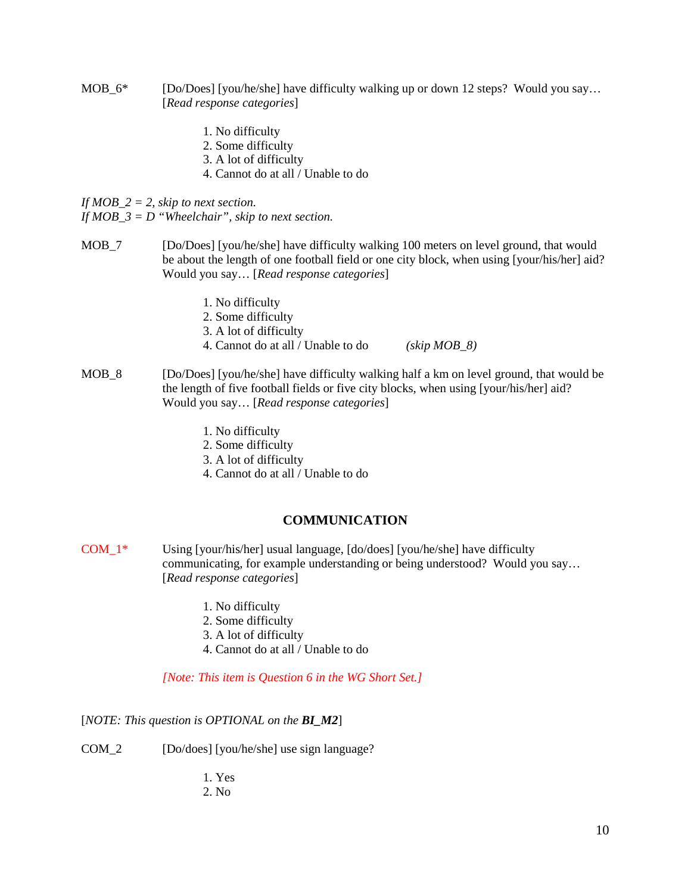MOB_6* [Do/Does] [you/he/she] have difficulty walking up or down 12 steps? Would you say… [*Read response categories*]

1. No difficulty
2. Some difficulty
3. A lot of difficulty
4. Cannot do at all / Unable to do

*If MOB_2 = 2, skip to next section.*
*If MOB_3 = D "Wheelchair", skip to next section.*

MOB_7 [Do/Does] [you/he/she] have difficulty walking 100 meters on level ground, that would be about the length of one football field or one city block, when using [your/his/her] aid? Would you say… [*Read response categories*]

1. No difficulty
2. Some difficulty
3. A lot of difficulty
4. Cannot do at all / Unable to do *(skip MOB_8)*

MOB_8 [Do/Does] [you/he/she] have difficulty walking half a km on level ground, that would be the length of five football fields or five city blocks, when using [your/his/her] aid? Would you say… [*Read response categories*]

1. No difficulty
2. Some difficulty
3. A lot of difficulty
4. Cannot do at all / Unable to do

## COMMUNICATION

COM_1* Using [your/his/her] usual language, [do/does] [you/he/she] have difficulty communicating, for example understanding or being understood? Would you say… [*Read response categories*]

1. No difficulty
2. Some difficulty
3. A lot of difficulty
4. Cannot do at all / Unable to do

*[Note: This item is Question 6 in the WG Short Set.]*

[*NOTE: This question is OPTIONAL on the **BI_M2***]

COM_2 [Do/does] [you/he/she] use sign language?

1. Yes
2. No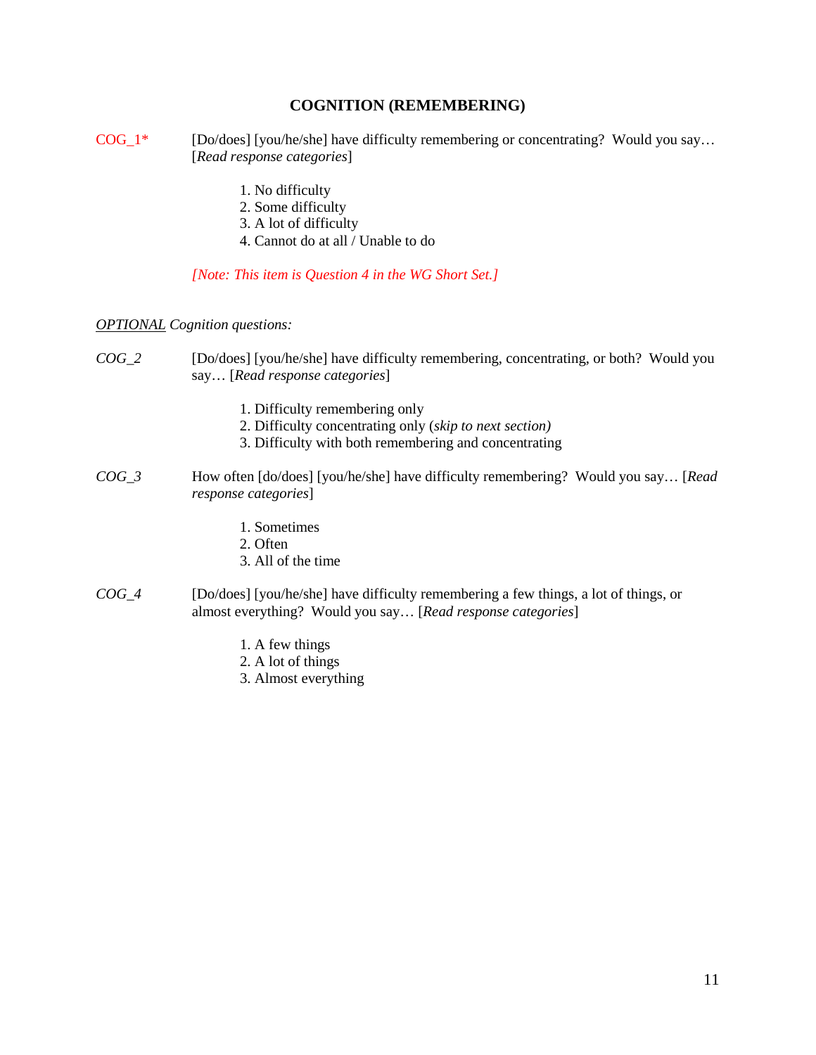## COGNITION (REMEMBERING)

COG_1* [Do/does] [you/he/she] have difficulty remembering or concentrating? Would you say… [*Read response categories*]

1. No difficulty
2. Some difficulty
3. A lot of difficulty
4. Cannot do at all / Unable to do

*[Note: This item is Question 4 in the WG Short Set.]*

*<u>OPTIONAL</u> Cognition questions:*

*COG_2* [Do/does] [you/he/she] have difficulty remembering, concentrating, or both? Would you say… [*Read response categories*]

1. Difficulty remembering only
2. Difficulty concentrating only (*skip to next section)*
3. Difficulty with both remembering and concentrating

*COG_3* How often [do/does] [you/he/she] have difficulty remembering? Would you say… [*Read response categories*]

1. Sometimes
2. Often
3. All of the time

*COG_4* [Do/does] [you/he/she] have difficulty remembering a few things, a lot of things, or almost everything? Would you say… [*Read response categories*]

1. A few things
2. A lot of things
3. Almost everything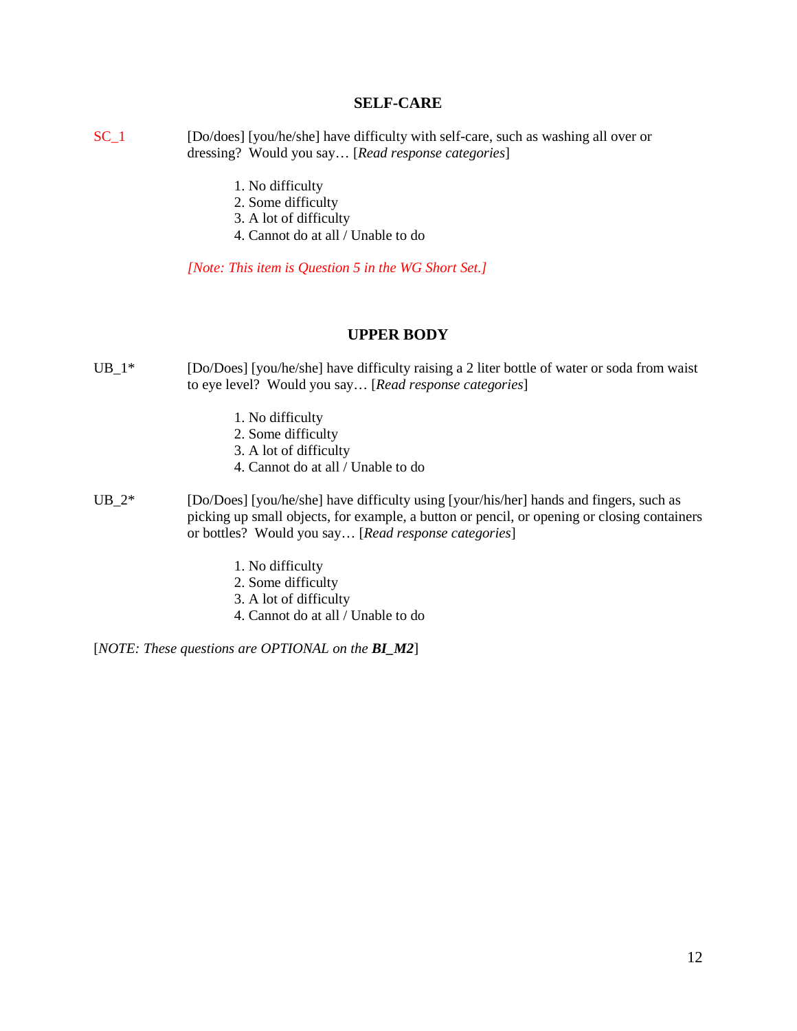## SELF-CARE

SC_1 [Do/does] [you/he/she] have difficulty with self-care, such as washing all over or dressing? Would you say… [*Read response categories*]

1. No difficulty
2. Some difficulty
3. A lot of difficulty
4. Cannot do at all / Unable to do

*[Note: This item is Question 5 in the WG Short Set.]*

## UPPER BODY

UB_1* [Do/Does] [you/he/she] have difficulty raising a 2 liter bottle of water or soda from waist to eye level? Would you say… [*Read response categories*]

1. No difficulty
2. Some difficulty
3. A lot of difficulty
4. Cannot do at all / Unable to do

UB_2* [Do/Does] [you/he/she] have difficulty using [your/his/her] hands and fingers, such as picking up small objects, for example, a button or pencil, or opening or closing containers or bottles? Would you say… [*Read response categories*]

1. No difficulty
2. Some difficulty
3. A lot of difficulty
4. Cannot do at all / Unable to do

[*NOTE: These questions are OPTIONAL on the **BI_M2***]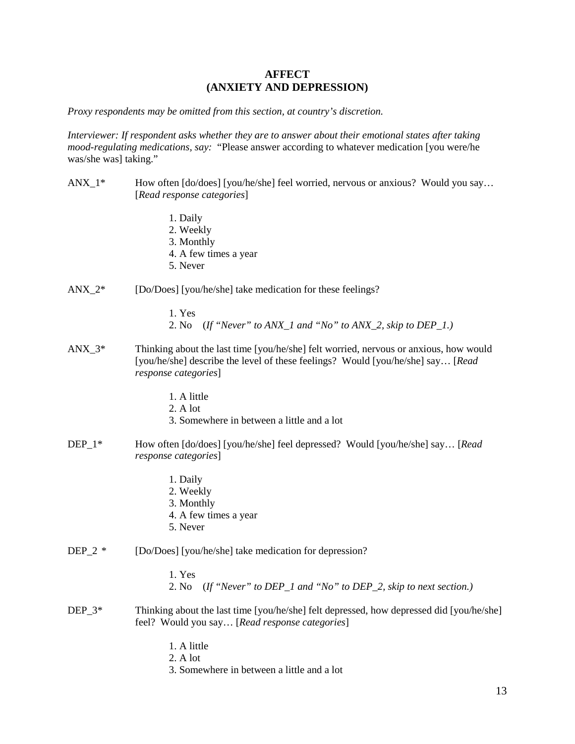# AFFECT
# (ANXIETY AND DEPRESSION)

*Proxy respondents may be omitted from this section, at country's discretion.*

*Interviewer: If respondent asks whether they are to answer about their emotional states after taking mood-regulating medications, say:* "Please answer according to whatever medication [you were/he was/she was] taking."

ANX_1* How often [do/does] [you/he/she] feel worried, nervous or anxious? Would you say… [*Read response categories*]

1. Daily
2. Weekly
3. Monthly
4. A few times a year
5. Never

ANX_2* [Do/Does] [you/he/she] take medication for these feelings?

1. Yes
2. No (*If "Never" to ANX_1 and "No" to ANX_2, skip to DEP_1.*)

ANX_3* Thinking about the last time [you/he/she] felt worried, nervous or anxious, how would [you/he/she] describe the level of these feelings? Would [you/he/she] say… [*Read response categories*]

1. A little
2. A lot
3. Somewhere in between a little and a lot

DEP_1* How often [do/does] [you/he/she] feel depressed? Would [you/he/she] say… [*Read response categories*]

1. Daily
2. Weekly
3. Monthly
4. A few times a year
5. Never

DEP_2 * [Do/Does] [you/he/she] take medication for depression?

1. Yes
2. No (*If "Never" to DEP_1 and "No" to DEP_2, skip to next section.*)

DEP_3* Thinking about the last time [you/he/she] felt depressed, how depressed did [you/he/she] feel? Would you say… [*Read response categories*]

1. A little
2. A lot
3. Somewhere in between a little and a lot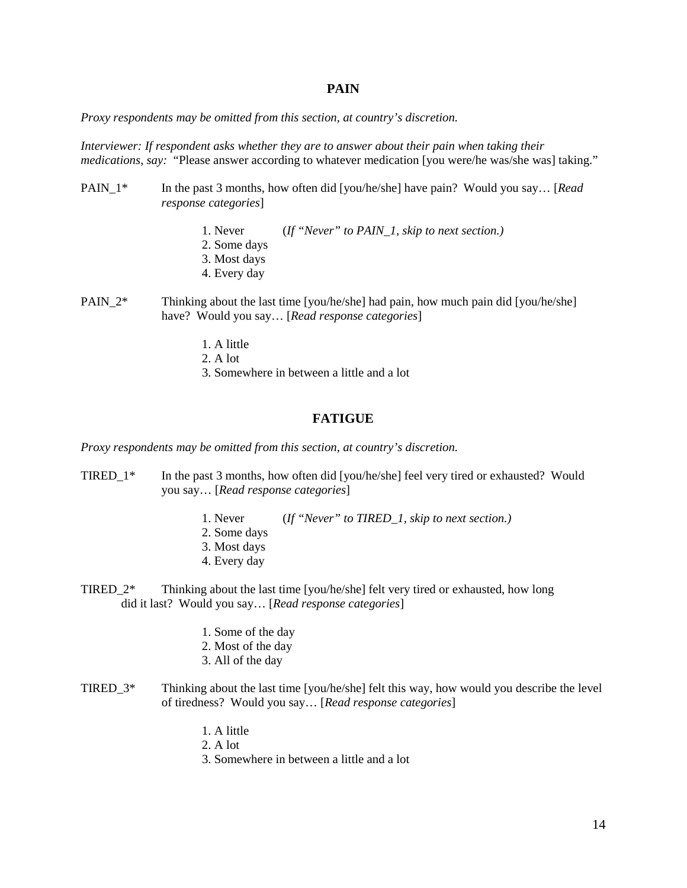## PAIN

*Proxy respondents may be omitted from this section, at country's discretion.*

*Interviewer: If respondent asks whether they are to answer about their pain when taking their medications, say:* "Please answer according to whatever medication [you were/he was/she was] taking."

PAIN_1* In the past 3 months, how often did [you/he/she] have pain? Would you say… [*Read response categories*]

1. Never (*If "Never" to PAIN_1, skip to next section.)*
2. Some days
3. Most days
4. Every day

PAIN_2* Thinking about the last time [you/he/she] had pain, how much pain did [you/he/she] have? Would you say… [*Read response categories*]

1. A little
2. A lot
3. Somewhere in between a little and a lot

## FATIGUE

*Proxy respondents may be omitted from this section, at country's discretion.*

TIRED_1* In the past 3 months, how often did [you/he/she] feel very tired or exhausted? Would you say… [*Read response categories*]

1. Never (*If "Never" to TIRED_1, skip to next section.)*
2. Some days
3. Most days
4. Every day

TIRED_2* Thinking about the last time [you/he/she] felt very tired or exhausted, how long did it last? Would you say… [*Read response categories*]

1. Some of the day
2. Most of the day
3. All of the day

TIRED_3* Thinking about the last time [you/he/she] felt this way, how would you describe the level of tiredness? Would you say… [*Read response categories*]

1. A little
2. A lot
3. Somewhere in between a little and a lot